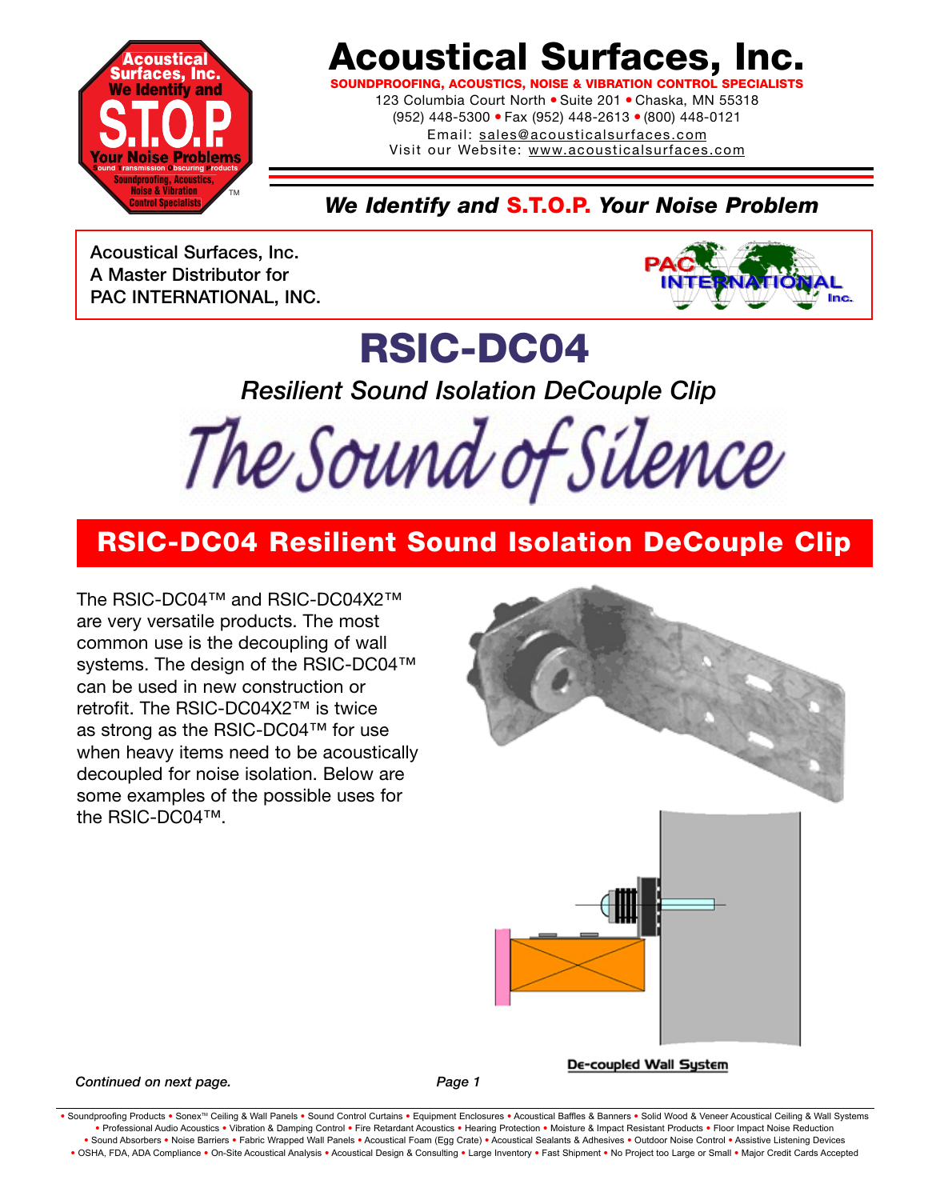# Acoustical Surfaces, Inc.

**SOUNDPROOFING, ACOUSTICS, NOISE & VIBRATION CONTROL SPECIALISTS**

123 Columbia Court North • Suite 201 • Chaska, MN 55318
(952) 448-5300 • Fax (952) 448-2613 • (800) 448-0121
Email: sales@acousticalsurfaces.com
Visit our Website: www.acousticalsurfaces.com

***We Identify and S.T.O.P. Your Noise Problem***

Acoustical Surfaces, Inc.
A Master Distributor for
PAC INTERNATIONAL, INC.

# RSIC-DC04

*Resilient Sound Isolation DeCouple Clip*

*The Sound of Silence*

## RSIC-DC04 Resilient Sound Isolation DeCouple Clip

The RSIC-DC04™ and RSIC-DC04X2™ are very versatile products. The most common use is the decoupling of wall systems. The design of the RSIC-DC04™ can be used in new construction or retrofit. The RSIC-DC04X2™ is twice as strong as the RSIC-DC04™ for use when heavy items need to be acoustically decoupled for noise isolation. Below are some examples of the possible uses for the RSIC-DC04™.

De-coupled Wall System

*Continued on next page.*

• Soundproofing Products • Sonex™ Ceiling & Wall Panels • Sound Control Curtains • Equipment Enclosures • Acoustical Baffles & Banners • Solid Wood & Veneer Acoustical Ceiling & Wall Systems • Professional Audio Acoustics • Vibration & Damping Control • Fire Retardant Acoustics • Hearing Protection • Moisture & Impact Resistant Products • Floor Impact Noise Reduction • Sound Absorbers • Noise Barriers • Fabric Wrapped Wall Panels • Acoustical Foam (Egg Crate) • Acoustical Sealants & Adhesives • Outdoor Noise Control • Assistive Listening Devices • OSHA, FDA, ADA Compliance • On-Site Acoustical Analysis • Acoustical Design & Consulting • Large Inventory • Fast Shipment • No Project too Large or Small • Major Credit Cards Accepted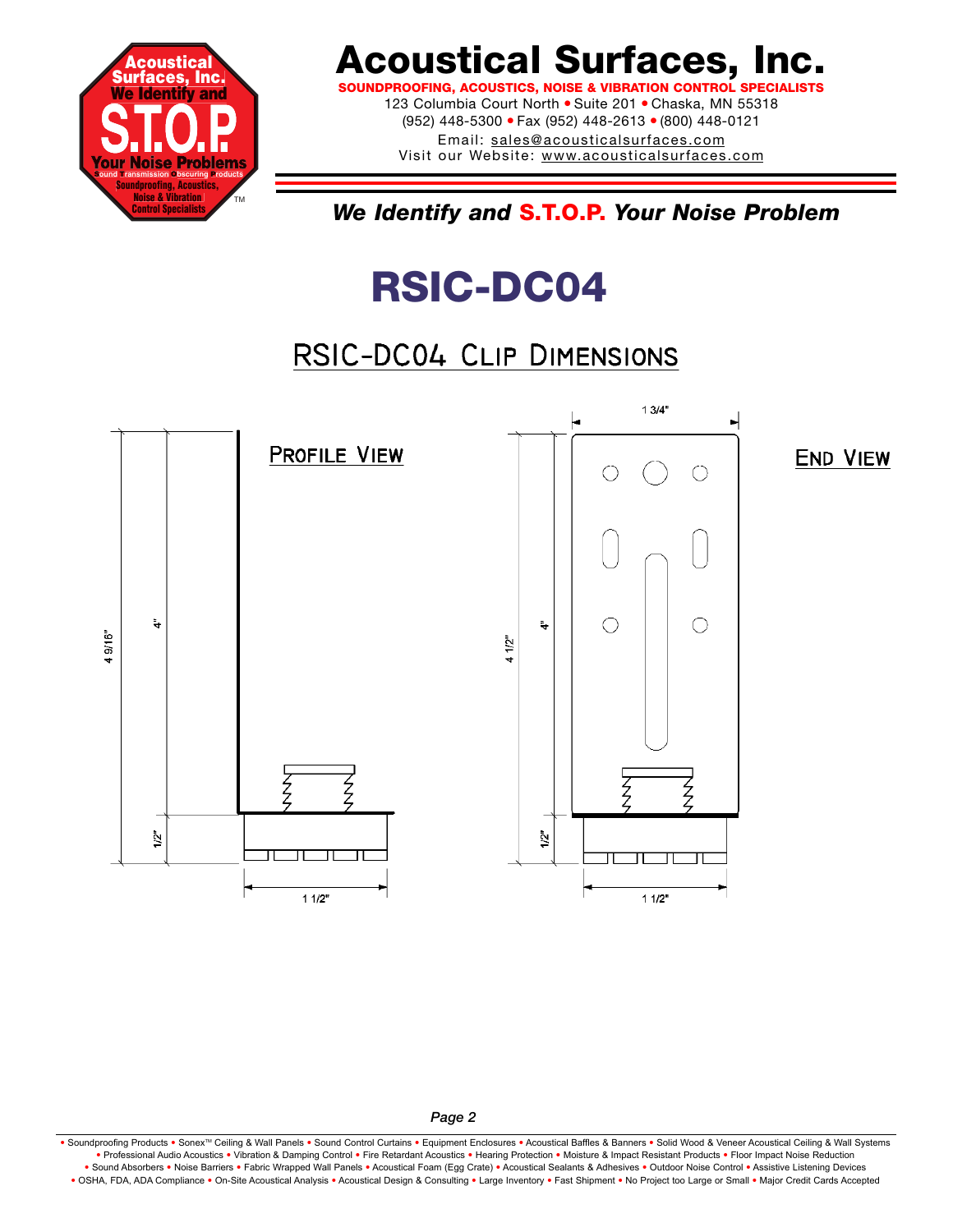# Acoustical Surfaces, Inc.

**SOUNDPROOFING, ACOUSTICS, NOISE & VIBRATION CONTROL SPECIALISTS**

123 Columbia Court North • Suite 201 • Chaska, MN 55318

(952) 448-5300 • Fax (952) 448-2613 • (800) 448-0121

Email: sales@acousticalsurfaces.com

Visit our Website: www.acousticalsurfaces.com

***We Identify and S.T.O.P. Your Noise Problem***

# RSIC-DC04

## RSIC-DC04 Clip Dimensions

Profile View

4 9/16"

4"

1/2"

1 1/2"

End View

1 3/4"

4 1/2"

4"

1/2"

1 1/2"

• Soundproofing Products • Sonex™ Ceiling & Wall Panels • Sound Control Curtains • Equipment Enclosures • Acoustical Baffles & Banners • Solid Wood & Veneer Acoustical Ceiling & Wall Systems • Professional Audio Acoustics • Vibration & Damping Control • Fire Retardant Acoustics • Hearing Protection • Moisture & Impact Resistant Products • Floor Impact Noise Reduction • Sound Absorbers • Noise Barriers • Fabric Wrapped Wall Panels • Acoustical Foam (Egg Crate) • Acoustical Sealants & Adhesives • Outdoor Noise Control • Assistive Listening Devices • OSHA, FDA, ADA Compliance • On-Site Acoustical Analysis • Acoustical Design & Consulting • Large Inventory • Fast Shipment • No Project too Large or Small • Major Credit Cards Accepted